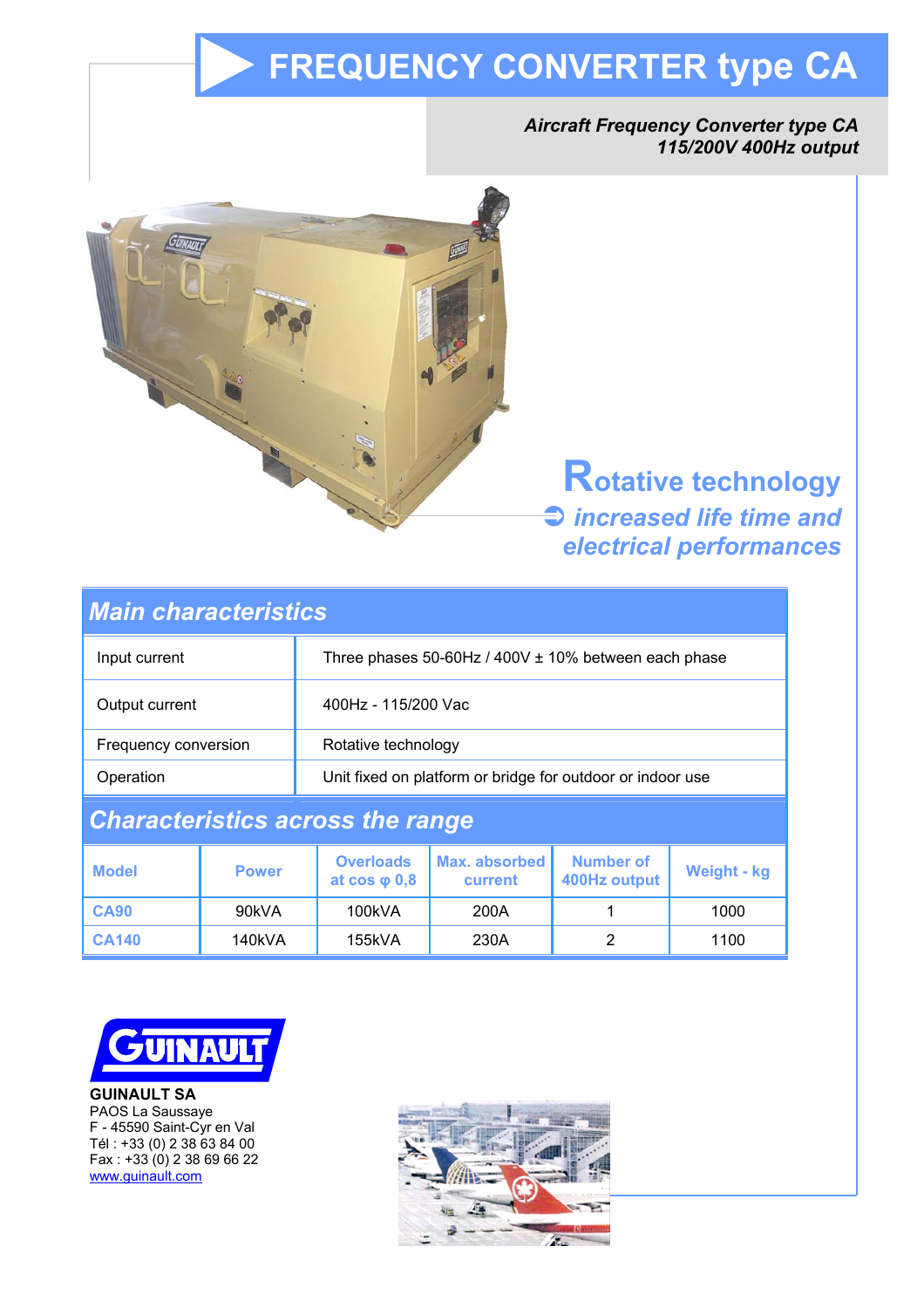# FREQUENCY CONVERTER type CA

***Aircraft Frequency Converter type CA***
***115/200V 400Hz output***

**Rotative technology**
***➲ increased life time and electrical performances***

## *Main characteristics*

| | |
|---|---|
| Input current | Three phases 50-60Hz / 400V ± 10% between each phase |
| Output current | 400Hz - 115/200 Vac |
| Frequency conversion | Rotative technology |
| Operation | Unit fixed on platform or bridge for outdoor or indoor use |

## *Characteristics across the range*

| Model | Power | Overloads at cos φ 0,8 | Max. absorbed current | Number of 400Hz output | Weight - kg |
|---|---|---|---|---|---|
| **CA90** | 90kVA | 100kVA | 200A | 1 | 1000 |
| **CA140** | 140kVA | 155kVA | 230A | 2 | 1100 |

**GUINAULT SA**
PAOS La Saussaye
F - 45590 Saint-Cyr en Val
Tél : +33 (0) 2 38 63 84 00
Fax : +33 (0) 2 38 69 66 22
www.guinault.com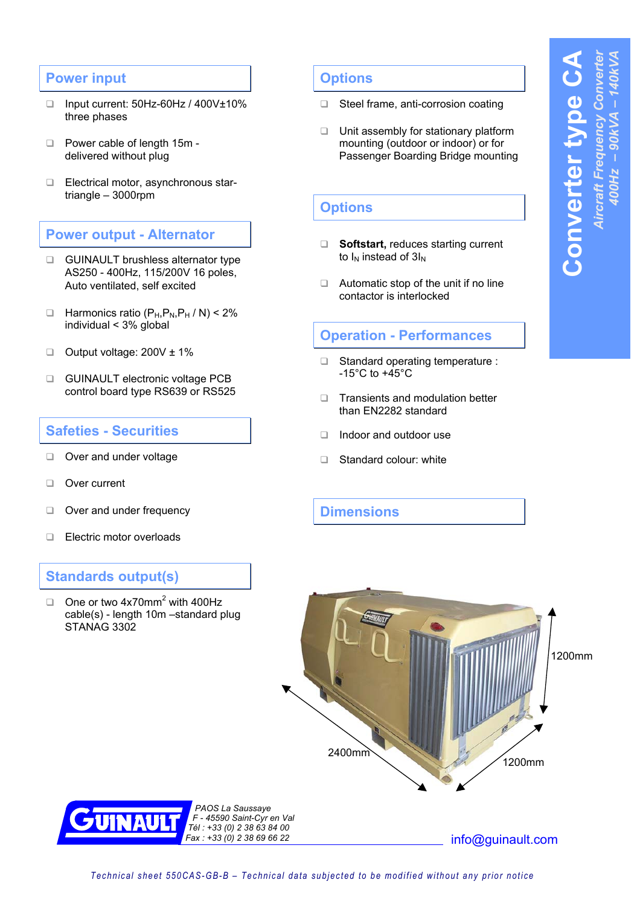## Power input

- Input current: 50Hz-60Hz / 400V±10% three phases
- Power cable of length 15m - delivered without plug
- Electrical motor, asynchronous star-triangle – 3000rpm

## Power output - Alternator

- GUINAULT brushless alternator type AS250 - 400Hz, 115/200V 16 poles, Auto ventilated, self excited
- Harmonics ratio ($P_H$,$P_N$,$P_H$ / N) < 2% individual < 3% global
- Output voltage: 200V ± 1%
- GUINAULT electronic voltage PCB control board type RS639 or RS525

## Safeties - Securities

- Over and under voltage
- Over current
- Over and under frequency
- Electric motor overloads

## Standards output(s)

- One or two 4x70mm$^2$ with 400Hz cable(s) - length 10m –standard plug STANAG 3302

## Options

- Steel frame, anti-corrosion coating
- Unit assembly for stationary platform mounting (outdoor or indoor) or for Passenger Boarding Bridge mounting

## Options

- **Softstart,** reduces starting current to $I_N$ instead of $3I_N$
- Automatic stop of the unit if no line contactor is interlocked

## Operation - Performances

- Standard operating temperature : -15°C to +45°C
- Transients and modulation better than EN2282 standard
- Indoor and outdoor use
- Standard colour: white

## Dimensions

1200mm

2400mm

1200mm

# Converter type CA

*Aircraft Frequency Converter*

*400Hz – 90kVA – 140kVA*

GUINAULT

*PAOS La Saussaye*
*F - 45590 Saint-Cyr en Val*
*Tél : +33 (0) 2 38 63 84 00*
*Fax : +33 (0) 2 38 69 66 22*

info@guinault.com

*Technical sheet 550CAS-GB-B – Technical data subjected to be modified without any prior notice*